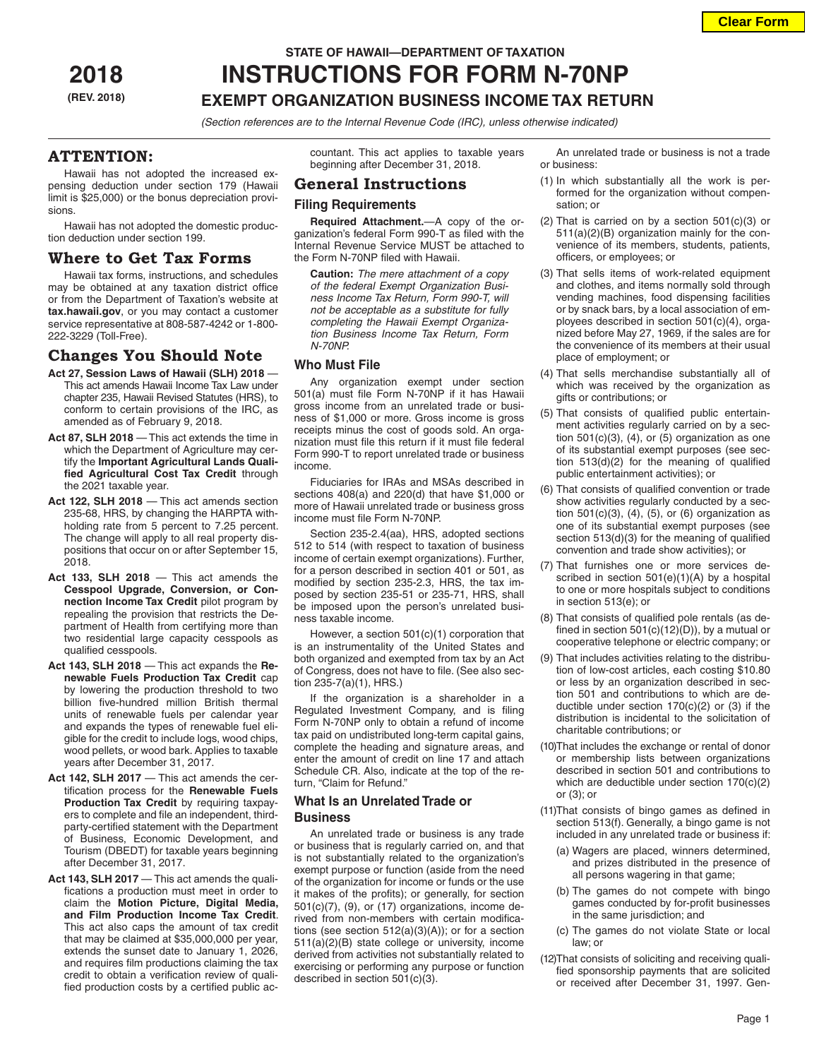# STATE OF HAWAII—DEPARTMENT OF TAXATION

**2018**
**(REV. 2018)**

# INSTRUCTIONS FOR FORM N-70NP

## EXEMPT ORGANIZATION BUSINESS INCOME TAX RETURN

*(Section references are to the Internal Revenue Code (IRC), unless otherwise indicated)*

## ATTENTION:

Hawaii has not adopted the increased expensing deduction under section 179 (Hawaii limit is $25,000) or the bonus depreciation provisions.

Hawaii has not adopted the domestic production deduction under section 199.

## Where to Get Tax Forms

Hawaii tax forms, instructions, and schedules may be obtained at any taxation district office or from the Department of Taxation's website at **tax.hawaii.gov**, or you may contact a customer service representative at 808-587-4242 or 1-800-222-3229 (Toll-Free).

## Changes You Should Note

**Act 27, Session Laws of Hawaii (SLH) 2018** — This act amends Hawaii Income Tax Law under chapter 235, Hawaii Revised Statutes (HRS), to conform to certain provisions of the IRC, as amended as of February 9, 2018.

**Act 87, SLH 2018** — This act extends the time in which the Department of Agriculture may certify the **Important Agricultural Lands Qualified Agricultural Cost Tax Credit** through the 2021 taxable year.

**Act 122, SLH 2018** — This act amends section 235-68, HRS, by changing the HARPTA withholding rate from 5 percent to 7.25 percent. The change will apply to all real property dispositions that occur on or after September 15, 2018.

**Act 133, SLH 2018** — This act amends the **Cesspool Upgrade, Conversion, or Connection Income Tax Credit** pilot program by repealing the provision that restricts the Department of Health from certifying more than two residential large capacity cesspools as qualified cesspools.

**Act 143, SLH 2018** — This act expands the **Renewable Fuels Production Tax Credit** cap by lowering the production threshold to two billion five-hundred million British thermal units of renewable fuels per calendar year and expands the types of renewable fuel eligible for the credit to include logs, wood chips, wood pellets, or wood bark. Applies to taxable years after December 31, 2017.

**Act 142, SLH 2017** — This act amends the certification process for the **Renewable Fuels Production Tax Credit** by requiring taxpayers to complete and file an independent, third-party-certified statement with the Department of Business, Economic Development, and Tourism (DBEDT) for taxable years beginning after December 31, 2017.

**Act 143, SLH 2017** — This act amends the qualifications a production must meet in order to claim the **Motion Picture, Digital Media, and Film Production Income Tax Credit**. This act also caps the amount of tax credit that may be claimed at $35,000,000 per year, extends the sunset date to January 1, 2026, and requires film productions claiming the tax credit to obtain a verification review of qualified production costs by a certified public accountant. This act applies to taxable years beginning after December 31, 2018.

## General Instructions

### Filing Requirements

**Required Attachment.**—A copy of the organization's federal Form 990-T as filed with the Internal Revenue Service MUST be attached to the Form N-70NP filed with Hawaii.

**Caution:** *The mere attachment of a copy of the federal Exempt Organization Business Income Tax Return, Form 990-T, will not be acceptable as a substitute for fully completing the Hawaii Exempt Organization Business Income Tax Return, Form N-70NP.*

### Who Must File

Any organization exempt under section 501(a) must file Form N-70NP if it has Hawaii gross income from an unrelated trade or business of $1,000 or more. Gross income is gross receipts minus the cost of goods sold. An organization must file this return if it must file federal Form 990-T to report unrelated trade or business income.

Fiduciaries for IRAs and MSAs described in sections 408(a) and 220(d) that have $1,000 or more of Hawaii unrelated trade or business gross income must file Form N-70NP.

Section 235-2.4(aa), HRS, adopted sections 512 to 514 (with respect to taxation of business income of certain exempt organizations). Further, for a person described in section 401 or 501, as modified by section 235-2.3, HRS, the tax imposed by section 235-51 or 235-71, HRS, shall be imposed upon the person's unrelated business taxable income.

However, a section 501(c)(1) corporation that is an instrumentality of the United States and both organized and exempted from tax by an Act of Congress, does not have to file. (See also section 235-7(a)(1), HRS.)

If the organization is a shareholder in a Regulated Investment Company, and is filing Form N-70NP only to obtain a refund of income tax paid on undistributed long-term capital gains, complete the heading and signature areas, and enter the amount of credit on line 17 and attach Schedule CR. Also, indicate at the top of the return, "Claim for Refund."

### What Is an Unrelated Trade or Business

An unrelated trade or business is any trade or business that is regularly carried on, and that is not substantially related to the organization's exempt purpose or function (aside from the need of the organization for income or funds or the use it makes of the profits); or generally, for section 501(c)(7), (9), or (17) organizations, income derived from non-members with certain modifications (see section 512(a)(3)(A)); or for a section 511(a)(2)(B) state college or university, income derived from activities not substantially related to exercising or performing any purpose or function described in section 501(c)(3).

An unrelated trade or business is not a trade or business:

(1) In which substantially all the work is performed for the organization without compensation; or

(2) That is carried on by a section 501(c)(3) or 511(a)(2)(B) organization mainly for the convenience of its members, students, patients, officers, or employees; or

(3) That sells items of work-related equipment and clothes, and items normally sold through vending machines, food dispensing facilities or by snack bars, by a local association of employees described in section 501(c)(4), organized before May 27, 1969, if the sales are for the convenience of its members at their usual place of employment; or

(4) That sells merchandise substantially all of which was received by the organization as gifts or contributions; or

(5) That consists of qualified public entertainment activities regularly carried on by a section 501(c)(3), (4), or (5) organization as one of its substantial exempt purposes (see section 513(d)(2) for the meaning of qualified public entertainment activities); or

(6) That consists of qualified convention or trade show activities regularly conducted by a section 501(c)(3), (4), (5), or (6) organization as one of its substantial exempt purposes (see section 513(d)(3) for the meaning of qualified convention and trade show activities); or

(7) That furnishes one or more services described in section 501(e)(1)(A) by a hospital to one or more hospitals subject to conditions in section 513(e); or

(8) That consists of qualified pole rentals (as defined in section 501(c)(12)(D)), by a mutual or cooperative telephone or electric company; or

(9) That includes activities relating to the distribution of low-cost articles, each costing $10.80 or less by an organization described in section 501 and contributions to which are deductible under section 170(c)(2) or (3) if the distribution is incidental to the solicitation of charitable contributions; or

(10) That includes the exchange or rental of donor or membership lists between organizations described in section 501 and contributions to which are deductible under section 170(c)(2) or (3); or

(11) That consists of bingo games as defined in section 513(f). Generally, a bingo game is not included in any unrelated trade or business if:

   (a) Wagers are placed, winners determined, and prizes distributed in the presence of all persons wagering in that game;

   (b) The games do not compete with bingo games conducted by for-profit businesses in the same jurisdiction; and

   (c) The games do not violate State or local law; or

(12) That consists of soliciting and receiving qualified sponsorship payments that are solicited or received after December 31, 1997. Gen-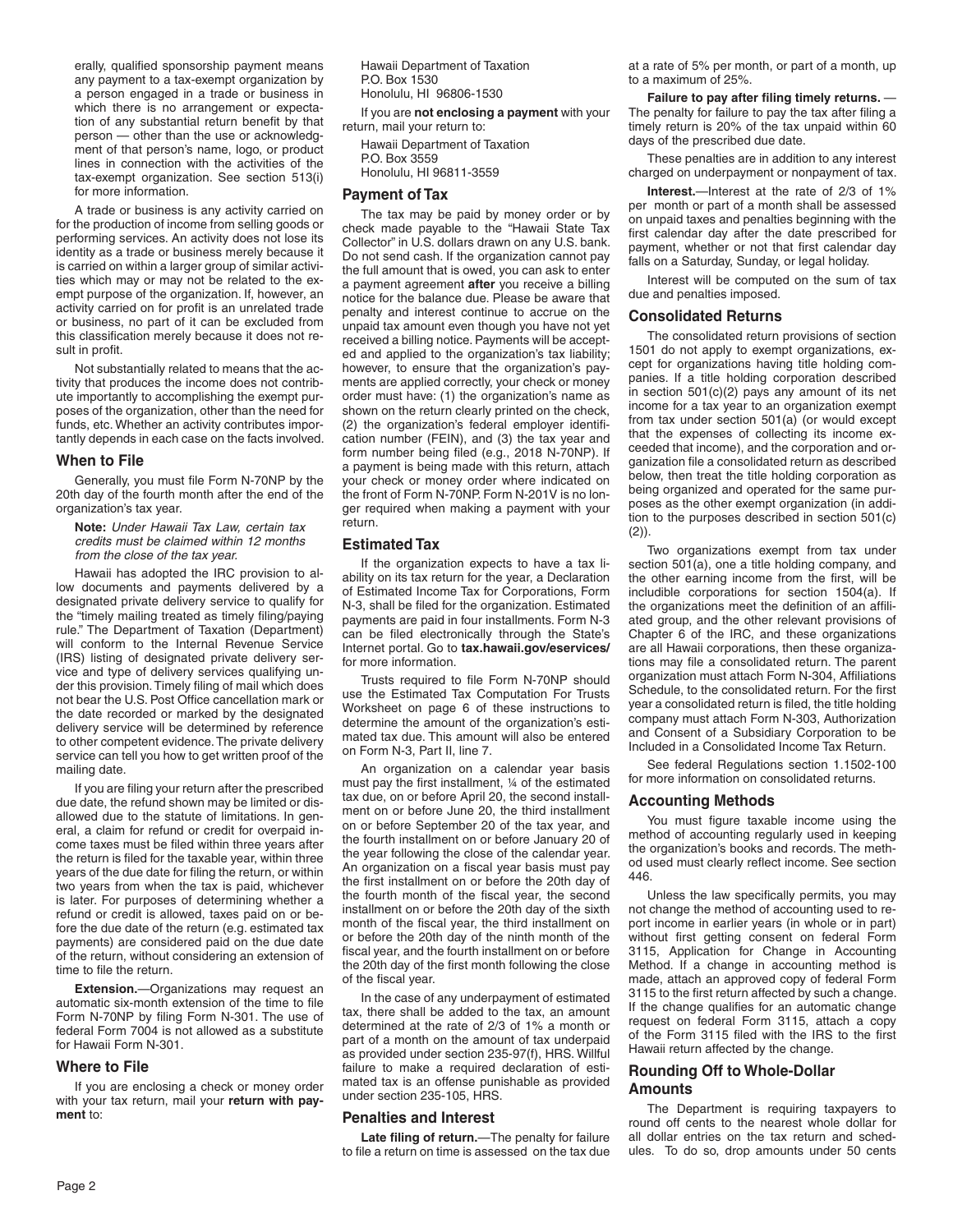erally, qualified sponsorship payment means any payment to a tax-exempt organization by a person engaged in a trade or business in which there is no arrangement or expectation of any substantial return benefit by that person — other than the use or acknowledgment of that person's name, logo, or product lines in connection with the activities of the tax-exempt organization. See section 513(i) for more information.

A trade or business is any activity carried on for the production of income from selling goods or performing services. An activity does not lose its identity as a trade or business merely because it is carried on within a larger group of similar activities which may or may not be related to the exempt purpose of the organization. If, however, an activity carried on for profit is an unrelated trade or business, no part of it can be excluded from this classification merely because it does not result in profit.

Not substantially related to means that the activity that produces the income does not contribute importantly to accomplishing the exempt purposes of the organization, other than the need for funds, etc. Whether an activity contributes importantly depends in each case on the facts involved.

## When to File

Generally, you must file Form N-70NP by the 20th day of the fourth month after the end of the organization's tax year.

**Note:** *Under Hawaii Tax Law, certain tax credits must be claimed within 12 months from the close of the tax year.*

Hawaii has adopted the IRC provision to allow documents and payments delivered by a designated private delivery service to qualify for the "timely mailing treated as timely filing/paying rule." The Department of Taxation (Department) will conform to the Internal Revenue Service (IRS) listing of designated private delivery service and type of delivery services qualifying under this provision. Timely filing of mail which does not bear the U.S. Post Office cancellation mark or the date recorded or marked by the designated delivery service will be determined by reference to other competent evidence. The private delivery service can tell you how to get written proof of the mailing date.

If you are filing your return after the prescribed due date, the refund shown may be limited or disallowed due to the statute of limitations. In general, a claim for refund or credit for overpaid income taxes must be filed within three years after the return is filed for the taxable year, within three years of the due date for filing the return, or within two years from when the tax is paid, whichever is later. For purposes of determining whether a refund or credit is allowed, taxes paid on or before the due date of the return (e.g. estimated tax payments) are considered paid on the due date of the return, without considering an extension of time to file the return.

**Extension.**—Organizations may request an automatic six-month extension of the time to file Form N-70NP by filing Form N-301. The use of federal Form 7004 is not allowed as a substitute for Hawaii Form N-301.

## Where to File

If you are enclosing a check or money order with your tax return, mail your **return with payment** to:

Hawaii Department of Taxation
P.O. Box 1530
Honolulu, HI 96806-1530

If you are **not enclosing a payment** with your return, mail your return to:

Hawaii Department of Taxation
P.O. Box 3559
Honolulu, HI 96811-3559

## Payment of Tax

The tax may be paid by money order or by check made payable to the "Hawaii State Tax Collector" in U.S. dollars drawn on any U.S. bank. Do not send cash. If the organization cannot pay the full amount that is owed, you can ask to enter a payment agreement **after** you receive a billing notice for the balance due. Please be aware that penalty and interest continue to accrue on the unpaid tax amount even though you have not yet received a billing notice. Payments will be accepted and applied to the organization's tax liability; however, to ensure that the organization's payments are applied correctly, your check or money order must have: (1) the organization's name as shown on the return clearly printed on the check, (2) the organization's federal employer identification number (FEIN), and (3) the tax year and form number being filed (e.g., 2018 N-70NP). If a payment is being made with this return, attach your check or money order where indicated on the front of Form N-70NP. Form N-201V is no longer required when making a payment with your return.

## Estimated Tax

If the organization expects to have a tax liability on its tax return for the year, a Declaration of Estimated Income Tax for Corporations, Form N-3, shall be filed for the organization. Estimated payments are paid in four installments. Form N-3 can be filed electronically through the State's Internet portal. Go to **tax.hawaii.gov/eservices/** for more information.

Trusts required to file Form N-70NP should use the Estimated Tax Computation For Trusts Worksheet on page 6 of these instructions to determine the amount of the organization's estimated tax due. This amount will also be entered on Form N-3, Part II, line 7.

An organization on a calendar year basis must pay the first installment, ¼ of the estimated tax due, on or before April 20, the second installment on or before June 20, the third installment on or before September 20 of the tax year, and the fourth installment on or before January 20 of the year following the close of the calendar year. An organization on a fiscal year basis must pay the first installment on or before the 20th day of the fourth month of the fiscal year, the second installment on or before the 20th day of the sixth month of the fiscal year, the third installment on or before the 20th day of the ninth month of the fiscal year, and the fourth installment on or before the 20th day of the first month following the close of the fiscal year.

In the case of any underpayment of estimated tax, there shall be added to the tax, an amount determined at the rate of 2/3 of 1% a month or part of a month on the amount of tax underpaid as provided under section 235-97(f), HRS. Willful failure to make a required declaration of estimated tax is an offense punishable as provided under section 235-105, HRS.

## Penalties and Interest

**Late filing of return.**—The penalty for failure to file a return on time is assessed on the tax due at a rate of 5% per month, or part of a month, up to a maximum of 25%.

**Failure to pay after filing timely returns.** — The penalty for failure to pay the tax after filing a timely return is 20% of the tax unpaid within 60 days of the prescribed due date.

These penalties are in addition to any interest charged on underpayment or nonpayment of tax.

**Interest.**—Interest at the rate of 2/3 of 1% per month or part of a month shall be assessed on unpaid taxes and penalties beginning with the first calendar day after the date prescribed for payment, whether or not that first calendar day falls on a Saturday, Sunday, or legal holiday.

Interest will be computed on the sum of tax due and penalties imposed.

## Consolidated Returns

The consolidated return provisions of section 1501 do not apply to exempt organizations, except for organizations having title holding companies. If a title holding corporation described in section 501(c)(2) pays any amount of its net income for a tax year to an organization exempt from tax under section 501(a) (or would except that the expenses of collecting its income exceeded that income), and the corporation and organization file a consolidated return as described below, then treat the title holding corporation as being organized and operated for the same purposes as the other exempt organization (in addition to the purposes described in section 501(c)(2)).

Two organizations exempt from tax under section 501(a), one a title holding company, and the other earning income from the first, will be includible corporations for section 1504(a). If the organizations meet the definition of an affiliated group, and the other relevant provisions of Chapter 6 of the IRC, and these organizations are all Hawaii corporations, then these organizations may file a consolidated return. The parent organization must attach Form N-304, Affiliations Schedule, to the consolidated return. For the first year a consolidated return is filed, the title holding company must attach Form N-303, Authorization and Consent of a Subsidiary Corporation to be Included in a Consolidated Income Tax Return.

See federal Regulations section 1.1502-100 for more information on consolidated returns.

## Accounting Methods

You must figure taxable income using the method of accounting regularly used in keeping the organization's books and records. The method used must clearly reflect income. See section 446.

Unless the law specifically permits, you may not change the method of accounting used to report income in earlier years (in whole or in part) without first getting consent on federal Form 3115, Application for Change in Accounting Method. If a change in accounting method is made, attach an approved copy of federal Form 3115 to the first return affected by such a change. If the change qualifies for an automatic change request on federal Form 3115, attach a copy of the Form 3115 filed with the IRS to the first Hawaii return affected by the change.

## Rounding Off to Whole-Dollar Amounts

The Department is requiring taxpayers to round off cents to the nearest whole dollar for all dollar entries on the tax return and schedules. To do so, drop amounts under 50 cents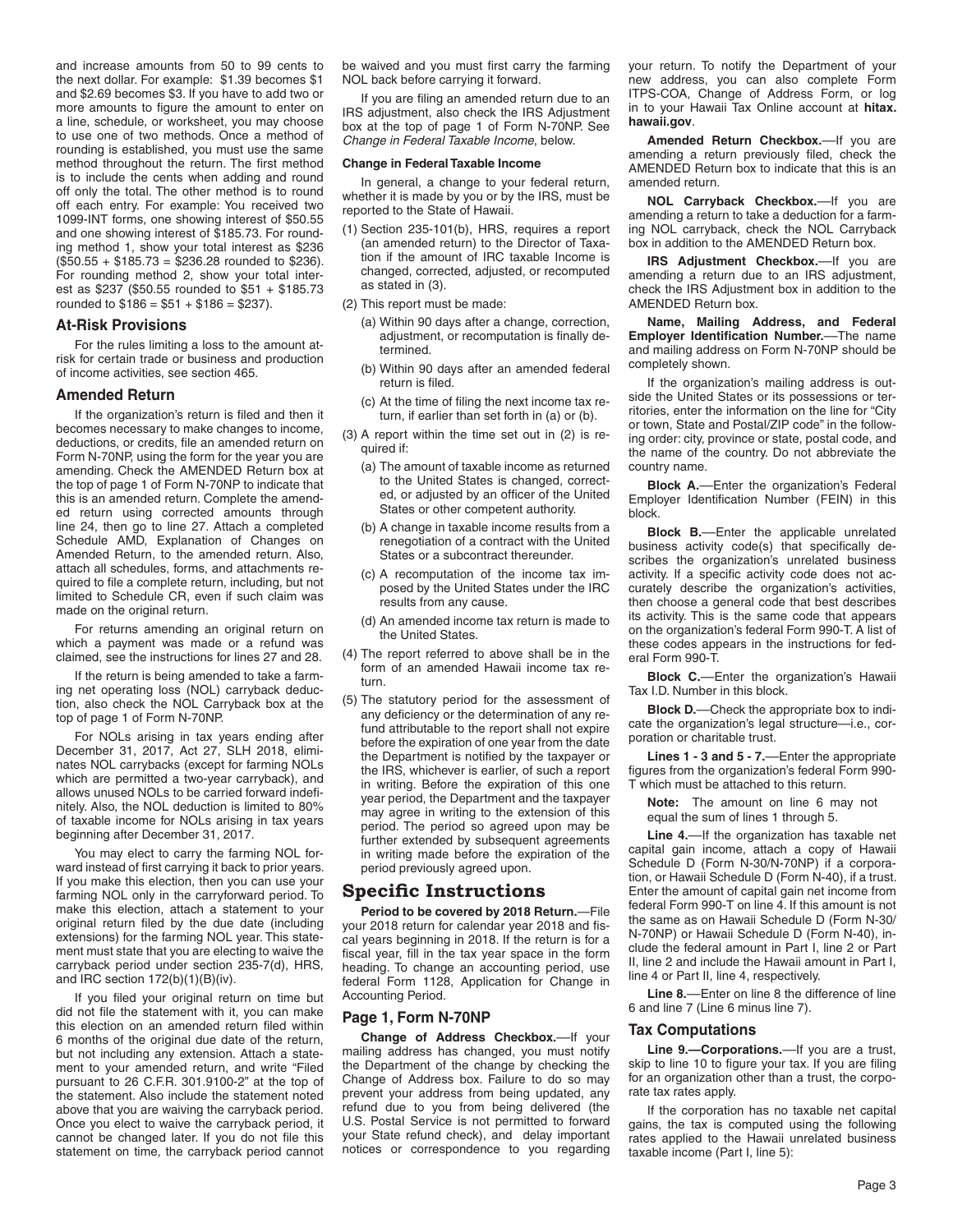and increase amounts from 50 to 99 cents to the next dollar. For example: $1.39 becomes $1 and $2.69 becomes $3. If you have to add two or more amounts to figure the amount to enter on a line, schedule, or worksheet, you may choose to use one of two methods. Once a method of rounding is established, you must use the same method throughout the return. The first method is to include the cents when adding and round off only the total. The other method is to round off each entry. For example: You received two 1099-INT forms, one showing interest of $50.55 and one showing interest of $185.73. For rounding method 1, show your total interest as $236 ($50.55 + $185.73 = $236.28 rounded to $236). For rounding method 2, show your total interest as $237 ($50.55 rounded to $51 + $185.73 rounded to $186 = $51 + $186 = $237).

### At-Risk Provisions

For the rules limiting a loss to the amount at-risk for certain trade or business and production of income activities, see section 465.

### Amended Return

If the organization's return is filed and then it becomes necessary to make changes to income, deductions, or credits, file an amended return on Form N-70NP, using the form for the year you are amending. Check the AMENDED Return box at the top of page 1 of Form N-70NP to indicate that this is an amended return. Complete the amended return using corrected amounts through line 24, then go to line 27. Attach a completed Schedule AMD, Explanation of Changes on Amended Return, to the amended return. Also, attach all schedules, forms, and attachments required to file a complete return, including, but not limited to Schedule CR, even if such claim was made on the original return.

For returns amending an original return on which a payment was made or a refund was claimed, see the instructions for lines 27 and 28.

If the return is being amended to take a farming net operating loss (NOL) carryback deduction, also check the NOL Carryback box at the top of page 1 of Form N-70NP.

For NOLs arising in tax years ending after December 31, 2017, Act 27, SLH 2018, eliminates NOL carrybacks (except for farming NOLs which are permitted a two-year carryback), and allows unused NOLs to be carried forward indefinitely. Also, the NOL deduction is limited to 80% of taxable income for NOLs arising in tax years beginning after December 31, 2017.

You may elect to carry the farming NOL forward instead of first carrying it back to prior years. If you make this election, then you can use your farming NOL only in the carryforward period. To make this election, attach a statement to your original return filed by the due date (including extensions) for the farming NOL year. This statement must state that you are electing to waive the carryback period under section 235-7(d), HRS, and IRC section 172(b)(1)(B)(iv).

If you filed your original return on time but did not file the statement with it, you can make this election on an amended return filed within 6 months of the original due date of the return, but not including any extension. Attach a statement to your amended return, and write "Filed pursuant to 26 C.F.R. 301.9100-2" at the top of the statement. Also include the statement noted above that you are waiving the carryback period. Once you elect to waive the carryback period, it cannot be changed later. If you do not file this statement on time, the carryback period cannot be waived and you must first carry the farming NOL back before carrying it forward.

If you are filing an amended return due to an IRS adjustment, also check the IRS Adjustment box at the top of page 1 of Form N-70NP. See *Change in Federal Taxable Income*, below.

**Change in Federal Taxable Income**

In general, a change to your federal return, whether it is made by you or by the IRS, must be reported to the State of Hawaii.

(1) Section 235-101(b), HRS, requires a report (an amended return) to the Director of Taxation if the amount of IRC taxable Income is changed, corrected, adjusted, or recomputed as stated in (3).

(2) This report must be made:
   (a) Within 90 days after a change, correction, adjustment, or recomputation is finally determined.
   (b) Within 90 days after an amended federal return is filed.
   (c) At the time of filing the next income tax return, if earlier than set forth in (a) or (b).

(3) A report within the time set out in (2) is required if:
   (a) The amount of taxable income as returned to the United States is changed, corrected, or adjusted by an officer of the United States or other competent authority.
   (b) A change in taxable income results from a renegotiation of a contract with the United States or a subcontract thereunder.
   (c) A recomputation of the income tax imposed by the United States under the IRC results from any cause.
   (d) An amended income tax return is made to the United States.

(4) The report referred to above shall be in the form of an amended Hawaii income tax return.

(5) The statutory period for the assessment of any deficiency or the determination of any refund attributable to the report shall not expire before the expiration of one year from the date the Department is notified by the taxpayer or the IRS, whichever is earlier, of such a report in writing. Before the expiration of this one year period, the Department and the taxpayer may agree in writing to the extension of this period. The period so agreed upon may be further extended by subsequent agreements in writing made before the expiration of the period previously agreed upon.

## Specific Instructions

**Period to be covered by 2018 Return.**—File your 2018 return for calendar year 2018 and fiscal years beginning in 2018. If the return is for a fiscal year, fill in the tax year space in the form heading. To change an accounting period, use federal Form 1128, Application for Change in Accounting Period.

### Page 1, Form N-70NP

**Change of Address Checkbox.**—If your mailing address has changed, you must notify the Department of the change by checking the Change of Address box. Failure to do so may prevent your address from being updated, any refund due to you from being delivered (the U.S. Postal Service is not permitted to forward your State refund check), and delay important notices or correspondence to you regarding your return. To notify the Department of your new address, you can also complete Form ITPS-COA, Change of Address Form, or log in to your Hawaii Tax Online account at **hitax.hawaii.gov**.

**Amended Return Checkbox.**—If you are amending a return previously filed, check the AMENDED Return box to indicate that this is an amended return.

**NOL Carryback Checkbox.**—If you are amending a return to take a deduction for a farming NOL carryback, check the NOL Carryback box in addition to the AMENDED Return box.

**IRS Adjustment Checkbox.**—If you are amending a return due to an IRS adjustment, check the IRS Adjustment box in addition to the AMENDED Return box.

**Name, Mailing Address, and Federal Employer Identification Number.**—The name and mailing address on Form N-70NP should be completely shown.

If the organization's mailing address is outside the United States or its possessions or territories, enter the information on the line for "City or town, State and Postal/ZIP code" in the following order: city, province or state, postal code, and the name of the country. Do not abbreviate the country name.

**Block A.**—Enter the organization's Federal Employer Identification Number (FEIN) in this block.

**Block B.**—Enter the applicable unrelated business activity code(s) that specifically describes the organization's unrelated business activity. If a specific activity code does not accurately describe the organization's activities, then choose a general code that best describes its activity. This is the same code that appears on the organization's federal Form 990-T. A list of these codes appears in the instructions for federal Form 990-T.

**Block C.**—Enter the organization's Hawaii Tax I.D. Number in this block.

**Block D.**—Check the appropriate box to indicate the organization's legal structure—i.e., corporation or charitable trust.

**Lines 1 - 3 and 5 - 7.**—Enter the appropriate figures from the organization's federal Form 990-T which must be attached to this return.

**Note:** The amount on line 6 may not equal the sum of lines 1 through 5.

**Line 4.**—If the organization has taxable net capital gain income, attach a copy of Hawaii Schedule D (Form N-30/N-70NP) if a corporation, or Hawaii Schedule D (Form N-40), if a trust. Enter the amount of capital gain net income from federal Form 990-T on line 4. If this amount is not the same as on Hawaii Schedule D (Form N-30/N-70NP) or Hawaii Schedule D (Form N-40), include the federal amount in Part I, line 2 or Part II, line 2 and include the Hawaii amount in Part I, line 4 or Part II, line 4, respectively.

**Line 8.**—Enter on line 8 the difference of line 6 and line 7 (Line 6 minus line 7).

### Tax Computations

**Line 9.—Corporations.**—If you are a trust, skip to line 10 to figure your tax. If you are filing for an organization other than a trust, the corporate tax rates apply.

If the corporation has no taxable net capital gains, the tax is computed using the following rates applied to the Hawaii unrelated business taxable income (Part I, line 5):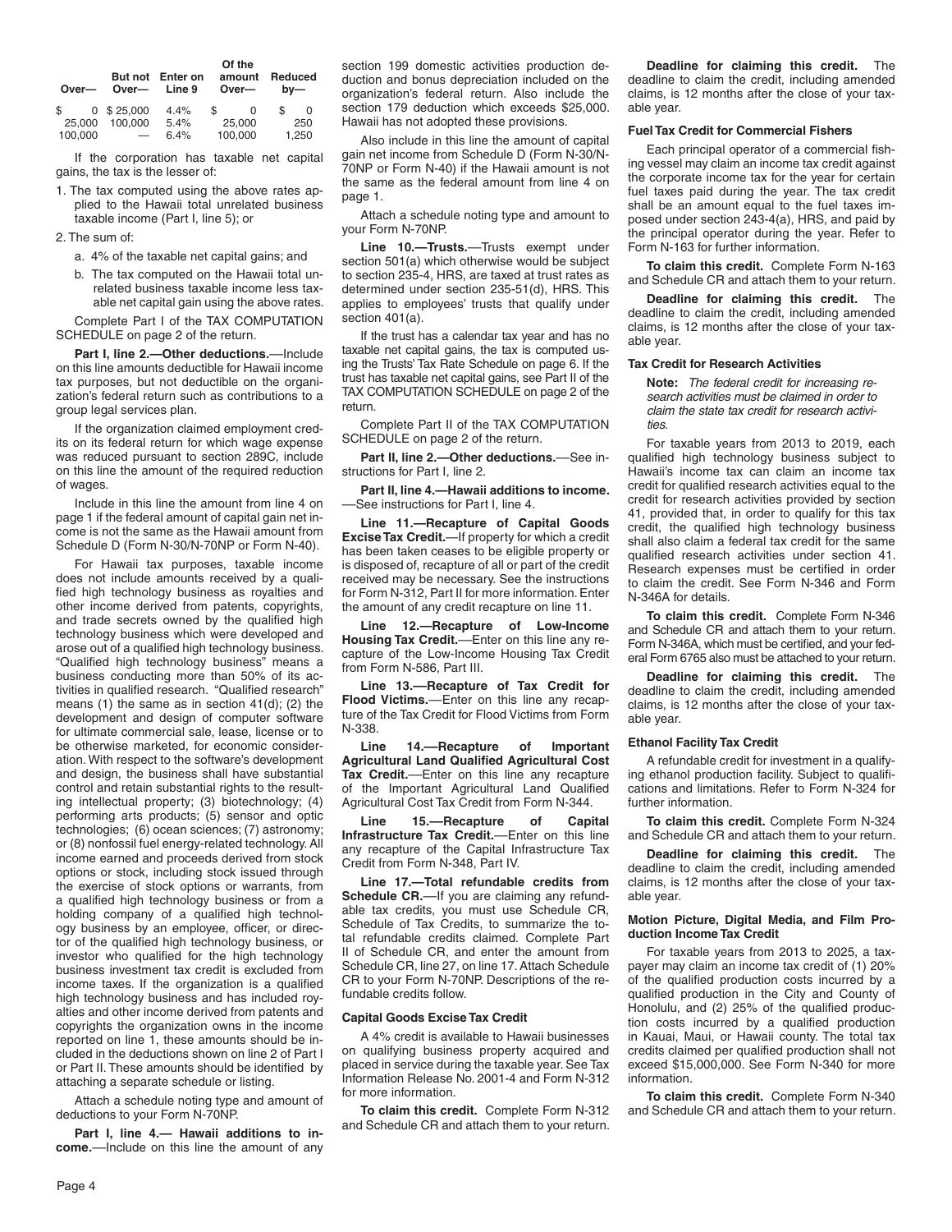| Over— | But not Over— | Enter on Line 9 | Of the amount Over— | Reduced by— |
|---|---|---|---|---|
| $ 0 | $ 25,000 | 4.4% | $ 0 | $ 0 |
| 25,000 | 100,000 | 5.4% | 25,000 | 250 |
| 100,000 | — | 6.4% | 100,000 | 1,250 |

If the corporation has taxable net capital gains, the tax is the lesser of:

1. The tax computed using the above rates applied to the Hawaii total unrelated business taxable income (Part I, line 5); or
2. The sum of:
   a. 4% of the taxable net capital gains; and
   b. The tax computed on the Hawaii total unrelated business taxable income less taxable net capital gain using the above rates.

Complete Part I of the TAX COMPUTATION SCHEDULE on page 2 of the return.

**Part I, line 2.—Other deductions.**—Include on this line amounts deductible for Hawaii income tax purposes, but not deductible on the organization's federal return such as contributions to a group legal services plan.

If the organization claimed employment credits on its federal return for which wage expense was reduced pursuant to section 289C, include on this line the amount of the required reduction of wages.

Include in this line the amount from line 4 on page 1 if the federal amount of capital gain net income is not the same as the Hawaii amount from Schedule D (Form N-30/N-70NP or Form N-40).

For Hawaii tax purposes, taxable income does not include amounts received by a qualified high technology business as royalties and other income derived from patents, copyrights, and trade secrets owned by the qualified high technology business which were developed and arose out of a qualified high technology business. "Qualified high technology business" means a business conducting more than 50% of its activities in qualified research. "Qualified research" means (1) the same as in section 41(d); (2) the development and design of computer software for ultimate commercial sale, lease, license or to be otherwise marketed, for economic consideration. With respect to the software's development and design, the business shall have substantial control and retain substantial rights to the resulting intellectual property; (3) biotechnology; (4) performing arts products; (5) sensor and optic technologies; (6) ocean sciences; (7) astronomy; or (8) nonfossil fuel energy-related technology. All income earned and proceeds derived from stock options or stock, including stock issued through the exercise of stock options or warrants, from a qualified high technology business or from a holding company of a qualified high technology business by an employee, officer, or director of the qualified high technology business, or investor who qualified for the high technology business investment tax credit is excluded from income taxes. If the organization is a qualified high technology business and has included royalties and other income derived from patents and copyrights the organization owns in the income reported on line 1, these amounts should be included in the deductions shown on line 2 of Part I or Part II. These amounts should be identified by attaching a separate schedule or listing.

Attach a schedule noting type and amount of deductions to your Form N-70NP.

**Part I, line 4.— Hawaii additions to income.**—Include on this line the amount of any section 199 domestic activities production deduction and bonus depreciation included on the organization's federal return. Also include the section 179 deduction which exceeds $25,000. Hawaii has not adopted these provisions.

Also include in this line the amount of capital gain net income from Schedule D (Form N-30/N-70NP or Form N-40) if the Hawaii amount is not the same as the federal amount from line 4 on page 1.

Attach a schedule noting type and amount to your Form N-70NP.

**Line 10.—Trusts.**—Trusts exempt under section 501(a) which otherwise would be subject to section 235-4, HRS, are taxed at trust rates as determined under section 235-51(d), HRS. This applies to employees' trusts that qualify under section 401(a).

If the trust has a calendar tax year and has no taxable net capital gains, the tax is computed using the Trusts' Tax Rate Schedule on page 6. If the trust has taxable net capital gains, see Part II of the TAX COMPUTATION SCHEDULE on page 2 of the return.

Complete Part II of the TAX COMPUTATION SCHEDULE on page 2 of the return.

**Part II, line 2.—Other deductions.**—See instructions for Part I, line 2.

**Part II, line 4.—Hawaii additions to income.**—See instructions for Part I, line 4.

**Line 11.—Recapture of Capital Goods Excise Tax Credit.**—If property for which a credit has been taken ceases to be eligible property or is disposed of, recapture of all or part of the credit received may be necessary. See the instructions for Form N-312, Part II for more information. Enter the amount of any credit recapture on line 11.

**Line 12.—Recapture of Low-Income Housing Tax Credit.**—Enter on this line any recapture of the Low-Income Housing Tax Credit from Form N-586, Part III.

**Line 13.—Recapture of Tax Credit for Flood Victims.**—Enter on this line any recapture of the Tax Credit for Flood Victims from Form N-338.

**Line 14.—Recapture of Important Agricultural Land Qualified Agricultural Cost Tax Credit.**—Enter on this line any recapture of the Important Agricultural Land Qualified Agricultural Cost Tax Credit from Form N-344.

**Line 15.—Recapture of Capital Infrastructure Tax Credit.**—Enter on this line any recapture of the Capital Infrastructure Tax Credit from Form N-348, Part IV.

**Line 17.—Total refundable credits from Schedule CR.**—If you are claiming any refundable tax credits, you must use Schedule CR, Schedule of Tax Credits, to summarize the total refundable credits claimed. Complete Part II of Schedule CR, and enter the amount from Schedule CR, line 27, on line 17. Attach Schedule CR to your Form N-70NP. Descriptions of the refundable credits follow.

### Capital Goods Excise Tax Credit

A 4% credit is available to Hawaii businesses on qualifying business property acquired and placed in service during the taxable year. See Tax Information Release No. 2001-4 and Form N-312 for more information.

**To claim this credit.** Complete Form N-312 and Schedule CR and attach them to your return.

**Deadline for claiming this credit.** The deadline to claim the credit, including amended claims, is 12 months after the close of your taxable year.

### Fuel Tax Credit for Commercial Fishers

Each principal operator of a commercial fishing vessel may claim an income tax credit against the corporate income tax for the year for certain fuel taxes paid during the year. The tax credit shall be an amount equal to the fuel taxes imposed under section 243-4(a), HRS, and paid by the principal operator during the year. Refer to Form N-163 for further information.

**To claim this credit.** Complete Form N-163 and Schedule CR and attach them to your return.

**Deadline for claiming this credit.** The deadline to claim the credit, including amended claims, is 12 months after the close of your taxable year.

### Tax Credit for Research Activities

**Note:** *The federal credit for increasing research activities must be claimed in order to claim the state tax credit for research activities.*

For taxable years from 2013 to 2019, each qualified high technology business subject to Hawaii's income tax can claim an income tax credit for qualified research activities equal to the credit for research activities provided by section 41, provided that, in order to qualify for this tax credit, the qualified high technology business shall also claim a federal tax credit for the same qualified research activities under section 41. Research expenses must be certified in order to claim the credit. See Form N-346 and Form N-346A for details.

**To claim this credit.** Complete Form N-346 and Schedule CR and attach them to your return. Form N-346A, which must be certified, and your federal Form 6765 also must be attached to your return.

**Deadline for claiming this credit.** The deadline to claim the credit, including amended claims, is 12 months after the close of your taxable year.

### Ethanol Facility Tax Credit

A refundable credit for investment in a qualifying ethanol production facility. Subject to qualifications and limitations. Refer to Form N-324 for further information.

**To claim this credit.** Complete Form N-324 and Schedule CR and attach them to your return.

**Deadline for claiming this credit.** The deadline to claim the credit, including amended claims, is 12 months after the close of your taxable year.

### Motion Picture, Digital Media, and Film Production Income Tax Credit

For taxable years from 2013 to 2025, a taxpayer may claim an income tax credit of (1) 20% of the qualified production costs incurred by a qualified production in the City and County of Honolulu, and (2) 25% of the qualified production costs incurred by a qualified production in Kauai, Maui, or Hawaii county. The total tax credits claimed per qualified production shall not exceed $15,000,000. See Form N-340 for more information.

**To claim this credit.** Complete Form N-340 and Schedule CR and attach them to your return.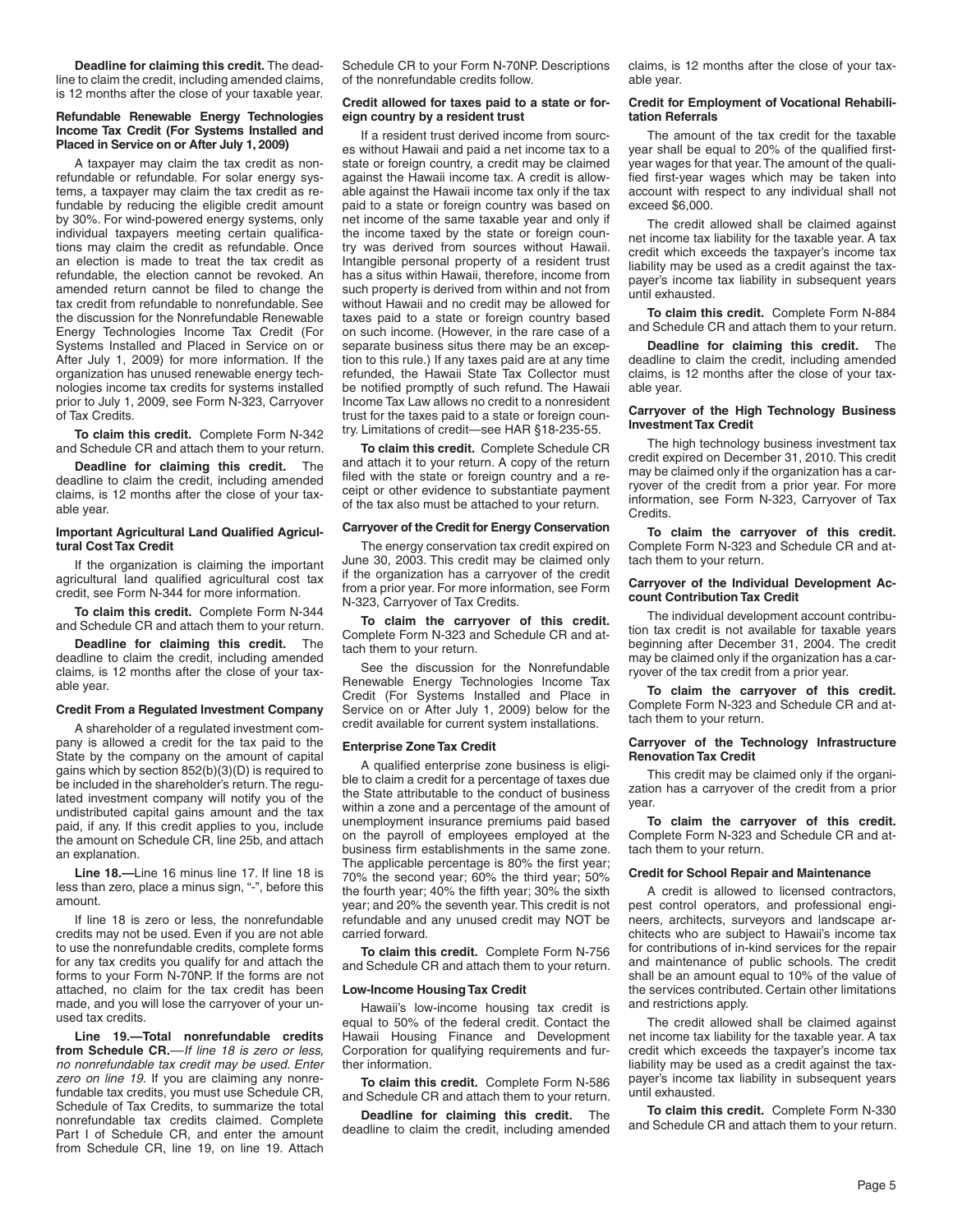**Deadline for claiming this credit.** The deadline to claim the credit, including amended claims, is 12 months after the close of your taxable year.

#### Refundable Renewable Energy Technologies Income Tax Credit (For Systems Installed and Placed in Service on or After July 1, 2009)

A taxpayer may claim the tax credit as nonrefundable or refundable. For solar energy systems, a taxpayer may claim the tax credit as refundable by reducing the eligible credit amount by 30%. For wind-powered energy systems, only individual taxpayers meeting certain qualifications may claim the credit as refundable. Once an election is made to treat the tax credit as refundable, the election cannot be revoked. An amended return cannot be filed to change the tax credit from refundable to nonrefundable. See the discussion for the Nonrefundable Renewable Energy Technologies Income Tax Credit (For Systems Installed and Placed in Service on or After July 1, 2009) for more information. If the organization has unused renewable energy technologies income tax credits for systems installed prior to July 1, 2009, see Form N-323, Carryover of Tax Credits.

**To claim this credit.** Complete Form N-342 and Schedule CR and attach them to your return.

**Deadline for claiming this credit.** The deadline to claim the credit, including amended claims, is 12 months after the close of your taxable year.

#### Important Agricultural Land Qualified Agricultural Cost Tax Credit

If the organization is claiming the important agricultural land qualified agricultural cost tax credit, see Form N-344 for more information.

**To claim this credit.** Complete Form N-344 and Schedule CR and attach them to your return.

**Deadline for claiming this credit.** The deadline to claim the credit, including amended claims, is 12 months after the close of your taxable year.

#### Credit From a Regulated Investment Company

A shareholder of a regulated investment company is allowed a credit for the tax paid to the State by the company on the amount of capital gains which by section 852(b)(3)(D) is required to be included in the shareholder's return. The regulated investment company will notify you of the undistributed capital gains amount and the tax paid, if any. If this credit applies to you, include the amount on Schedule CR, line 25b, and attach an explanation.

**Line 18.—**Line 16 minus line 17. If line 18 is less than zero, place a minus sign, "-", before this amount.

If line 18 is zero or less, the nonrefundable credits may not be used. Even if you are not able to use the nonrefundable credits, complete forms for any tax credits you qualify for and attach the forms to your Form N-70NP. If the forms are not attached, no claim for the tax credit has been made, and you will lose the carryover of your unused tax credits.

**Line 19.—Total nonrefundable credits from Schedule CR.**—*If line 18 is zero or less, no nonrefundable tax credit may be used. Enter zero on line 19.* If you are claiming any nonrefundable tax credits, you must use Schedule CR, Schedule of Tax Credits, to summarize the total nonrefundable tax credits claimed. Complete Part I of Schedule CR, and enter the amount from Schedule CR, line 19, on line 19. Attach Schedule CR to your Form N-70NP. Descriptions of the nonrefundable credits follow.

#### Credit allowed for taxes paid to a state or foreign country by a resident trust

If a resident trust derived income from sources without Hawaii and paid a net income tax to a state or foreign country, a credit may be claimed against the Hawaii income tax. A credit is allowable against the Hawaii income tax only if the tax paid to a state or foreign country was based on net income of the same taxable year and only if the income taxed by the state or foreign country was derived from sources without Hawaii. Intangible personal property of a resident trust has a situs within Hawaii, therefore, income from such property is derived from within and not from without Hawaii and no credit may be allowed for taxes paid to a state or foreign country based on such income. (However, in the rare case of a separate business situs there may be an exception to this rule.) If any taxes paid are at any time refunded, the Hawaii State Tax Collector must be notified promptly of such refund. The Hawaii Income Tax Law allows no credit to a nonresident trust for the taxes paid to a state or foreign country. Limitations of credit—see HAR §18-235-55.

**To claim this credit.** Complete Schedule CR and attach it to your return. A copy of the return filed with the state or foreign country and a receipt or other evidence to substantiate payment of the tax also must be attached to your return.

#### Carryover of the Credit for Energy Conservation

The energy conservation tax credit expired on June 30, 2003. This credit may be claimed only if the organization has a carryover of the credit from a prior year. For more information, see Form N-323, Carryover of Tax Credits.

**To claim the carryover of this credit.** Complete Form N-323 and Schedule CR and attach them to your return.

See the discussion for the Nonrefundable Renewable Energy Technologies Income Tax Credit (For Systems Installed and Place in Service on or After July 1, 2009) below for the credit available for current system installations.

#### Enterprise Zone Tax Credit

A qualified enterprise zone business is eligible to claim a credit for a percentage of taxes due the State attributable to the conduct of business within a zone and a percentage of the amount of unemployment insurance premiums paid based on the payroll of employees employed at the business firm establishments in the same zone. The applicable percentage is 80% the first year; 70% the second year; 60% the third year; 50% the fourth year; 40% the fifth year; 30% the sixth year; and 20% the seventh year. This credit is not refundable and any unused credit may NOT be carried forward.

**To claim this credit.** Complete Form N-756 and Schedule CR and attach them to your return.

#### Low-Income Housing Tax Credit

Hawaii's low-income housing tax credit is equal to 50% of the federal credit. Contact the Hawaii Housing Finance and Development Corporation for qualifying requirements and further information.

**To claim this credit.** Complete Form N-586 and Schedule CR and attach them to your return.

**Deadline for claiming this credit.** The deadline to claim the credit, including amended claims, is 12 months after the close of your taxable year.

#### Credit for Employment of Vocational Rehabilitation Referrals

The amount of the tax credit for the taxable year shall be equal to 20% of the qualified first-year wages for that year. The amount of the qualified first-year wages which may be taken into account with respect to any individual shall not exceed $6,000.

The credit allowed shall be claimed against net income tax liability for the taxable year. A tax credit which exceeds the taxpayer's income tax liability may be used as a credit against the taxpayer's income tax liability in subsequent years until exhausted.

**To claim this credit.** Complete Form N-884 and Schedule CR and attach them to your return.

**Deadline for claiming this credit.** The deadline to claim the credit, including amended claims, is 12 months after the close of your taxable year.

#### Carryover of the High Technology Business Investment Tax Credit

The high technology business investment tax credit expired on December 31, 2010. This credit may be claimed only if the organization has a carryover of the credit from a prior year. For more information, see Form N-323, Carryover of Tax Credits.

**To claim the carryover of this credit.** Complete Form N-323 and Schedule CR and attach them to your return.

#### Carryover of the Individual Development Account Contribution Tax Credit

The individual development account contribution tax credit is not available for taxable years beginning after December 31, 2004. The credit may be claimed only if the organization has a carryover of the tax credit from a prior year.

**To claim the carryover of this credit.** Complete Form N-323 and Schedule CR and attach them to your return.

#### Carryover of the Technology Infrastructure Renovation Tax Credit

This credit may be claimed only if the organization has a carryover of the credit from a prior year.

**To claim the carryover of this credit.** Complete Form N-323 and Schedule CR and attach them to your return.

#### Credit for School Repair and Maintenance

A credit is allowed to licensed contractors, pest control operators, and professional engineers, architects, surveyors and landscape architects who are subject to Hawaii's income tax for contributions of in-kind services for the repair and maintenance of public schools. The credit shall be an amount equal to 10% of the value of the services contributed. Certain other limitations and restrictions apply.

The credit allowed shall be claimed against net income tax liability for the taxable year. A tax credit which exceeds the taxpayer's income tax liability may be used as a credit against the taxpayer's income tax liability in subsequent years until exhausted.

**To claim this credit.** Complete Form N-330 and Schedule CR and attach them to your return.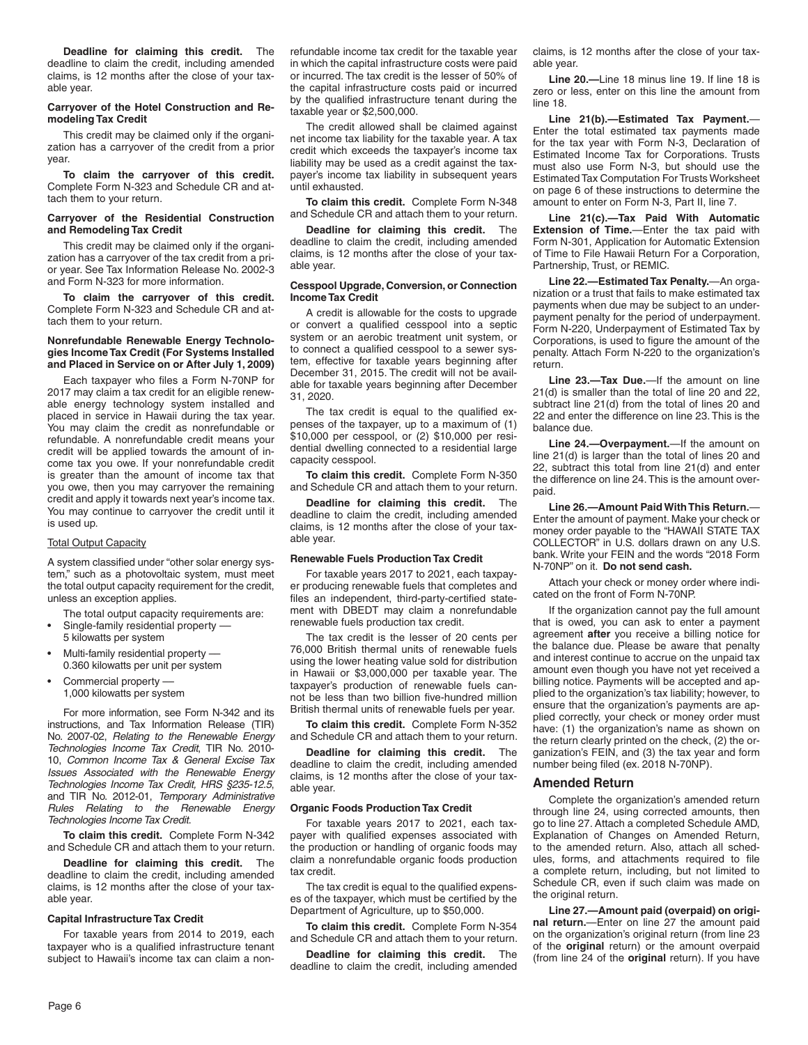**Deadline for claiming this credit.** The deadline to claim the credit, including amended claims, is 12 months after the close of your taxable year.

#### Carryover of the Hotel Construction and Remodeling Tax Credit

This credit may be claimed only if the organization has a carryover of the credit from a prior year.

**To claim the carryover of this credit.** Complete Form N-323 and Schedule CR and attach them to your return.

#### Carryover of the Residential Construction and Remodeling Tax Credit

This credit may be claimed only if the organization has a carryover of the tax credit from a prior year. See Tax Information Release No. 2002-3 and Form N-323 for more information.

**To claim the carryover of this credit.** Complete Form N-323 and Schedule CR and attach them to your return.

#### Nonrefundable Renewable Energy Technologies Income Tax Credit (For Systems Installed and Placed in Service on or After July 1, 2009)

Each taxpayer who files a Form N-70NP for 2017 may claim a tax credit for an eligible renewable energy technology system installed and placed in service in Hawaii during the tax year. You may claim the credit as nonrefundable or refundable. A nonrefundable credit means your credit will be applied towards the amount of income tax you owe. If your nonrefundable credit is greater than the amount of income tax that you owe, then you may carryover the remaining credit and apply it towards next year's income tax. You may continue to carryover the credit until it is used up.

Total Output Capacity

A system classified under "other solar energy system," such as a photovoltaic system, must meet the total output capacity requirement for the credit, unless an exception applies.

The total output capacity requirements are:

- Single-family residential property — 5 kilowatts per system
- Multi-family residential property — 0.360 kilowatts per unit per system
- Commercial property — 1,000 kilowatts per system

For more information, see Form N-342 and its instructions, and Tax Information Release (TIR) No. 2007-02, *Relating to the Renewable Energy Technologies Income Tax Credit*, TIR No. 2010-10, *Common Income Tax & General Excise Tax Issues Associated with the Renewable Energy Technologies Income Tax Credit, HRS §235-12.5*, and TIR No. 2012-01, *Temporary Administrative Rules Relating to the Renewable Energy Technologies Income Tax Credit*.

**To claim this credit.** Complete Form N-342 and Schedule CR and attach them to your return.

**Deadline for claiming this credit.** The deadline to claim the credit, including amended claims, is 12 months after the close of your taxable year.

#### Capital Infrastructure Tax Credit

For taxable years from 2014 to 2019, each taxpayer who is a qualified infrastructure tenant subject to Hawaii's income tax can claim a nonrefundable income tax credit for the taxable year in which the capital infrastructure costs were paid or incurred. The tax credit is the lesser of 50% of the capital infrastructure costs paid or incurred by the qualified infrastructure tenant during the taxable year or $2,500,000.

The credit allowed shall be claimed against net income tax liability for the taxable year. A tax credit which exceeds the taxpayer's income tax liability may be used as a credit against the taxpayer's income tax liability in subsequent years until exhausted.

**To claim this credit.** Complete Form N-348 and Schedule CR and attach them to your return.

**Deadline for claiming this credit.** The deadline to claim the credit, including amended claims, is 12 months after the close of your taxable year.

#### Cesspool Upgrade, Conversion, or Connection Income Tax Credit

A credit is allowable for the costs to upgrade or convert a qualified cesspool into a septic system or an aerobic treatment unit system, or to connect a qualified cesspool to a sewer system, effective for taxable years beginning after December 31, 2015. The credit will not be available for taxable years beginning after December 31, 2020.

The tax credit is equal to the qualified expenses of the taxpayer, up to a maximum of (1) $10,000 per cesspool, or (2) $10,000 per residential dwelling connected to a residential large capacity cesspool.

**To claim this credit.** Complete Form N-350 and Schedule CR and attach them to your return.

**Deadline for claiming this credit.** The deadline to claim the credit, including amended claims, is 12 months after the close of your taxable year.

#### Renewable Fuels Production Tax Credit

For taxable years 2017 to 2021, each taxpayer producing renewable fuels that completes and files an independent, third-party-certified statement with DBEDT may claim a nonrefundable renewable fuels production tax credit.

The tax credit is the lesser of 20 cents per 76,000 British thermal units of renewable fuels using the lower heating value sold for distribution in Hawaii or $3,000,000 per taxable year. The taxpayer's production of renewable fuels cannot be less than two billion five-hundred million British thermal units of renewable fuels per year.

**To claim this credit.** Complete Form N-352 and Schedule CR and attach them to your return.

**Deadline for claiming this credit.** The deadline to claim the credit, including amended claims, is 12 months after the close of your taxable year.

#### Organic Foods Production Tax Credit

For taxable years 2017 to 2021, each taxpayer with qualified expenses associated with the production or handling of organic foods may claim a nonrefundable organic foods production tax credit.

The tax credit is equal to the qualified expenses of the taxpayer, which must be certified by the Department of Agriculture, up to $50,000.

**To claim this credit.** Complete Form N-354 and Schedule CR and attach them to your return.

**Deadline for claiming this credit.** The deadline to claim the credit, including amended claims, is 12 months after the close of your taxable year.

**Line 20.—**Line 18 minus line 19. If line 18 is zero or less, enter on this line the amount from line 18.

**Line 21(b).—Estimated Tax Payment.**—Enter the total estimated tax payments made for the tax year with Form N-3, Declaration of Estimated Income Tax for Corporations. Trusts must also use Form N-3, but should use the Estimated Tax Computation For Trusts Worksheet on page 6 of these instructions to determine the amount to enter on Form N-3, Part II, line 7.

**Line 21(c).—Tax Paid With Automatic Extension of Time.**—Enter the tax paid with Form N-301, Application for Automatic Extension of Time to File Hawaii Return For a Corporation, Partnership, Trust, or REMIC.

**Line 22.—Estimated Tax Penalty.**—An organization or a trust that fails to make estimated tax payments when due may be subject to an underpayment penalty for the period of underpayment. Form N-220, Underpayment of Estimated Tax by Corporations, is used to figure the amount of the penalty. Attach Form N-220 to the organization's return.

**Line 23.—Tax Due.**—If the amount on line 21(d) is smaller than the total of line 20 and 22, subtract line 21(d) from the total of lines 20 and 22 and enter the difference on line 23. This is the balance due.

**Line 24.—Overpayment.**—If the amount on line 21(d) is larger than the total of lines 20 and 22, subtract this total from line 21(d) and enter the difference on line 24. This is the amount overpaid.

**Line 26.—Amount Paid With This Return.**—Enter the amount of payment. Make your check or money order payable to the "HAWAII STATE TAX COLLECTOR" in U.S. dollars drawn on any U.S. bank. Write your FEIN and the words "2018 Form N-70NP" on it. **Do not send cash.**

Attach your check or money order where indicated on the front of Form N-70NP.

If the organization cannot pay the full amount that is owed, you can ask to enter a payment agreement **after** you receive a billing notice for the balance due. Please be aware that penalty and interest continue to accrue on the unpaid tax amount even though you have not yet received a billing notice. Payments will be accepted and applied to the organization's tax liability; however, to ensure that the organization's payments are applied correctly, your check or money order must have: (1) the organization's name as shown on the return clearly printed on the check, (2) the organization's FEIN, and (3) the tax year and form number being filed (ex. 2018 N-70NP).

## Amended Return

Complete the organization's amended return through line 24, using corrected amounts, then go to line 27. Attach a completed Schedule AMD, Explanation of Changes on Amended Return, to the amended return. Also, attach all schedules, forms, and attachments required to file a complete return, including, but not limited to Schedule CR, even if such claim was made on the original return.

**Line 27.—Amount paid (overpaid) on original return.**—Enter on line 27 the amount paid on the organization's original return (from line 23 of the **original** return) or the amount overpaid (from line 24 of the **original** return). If you have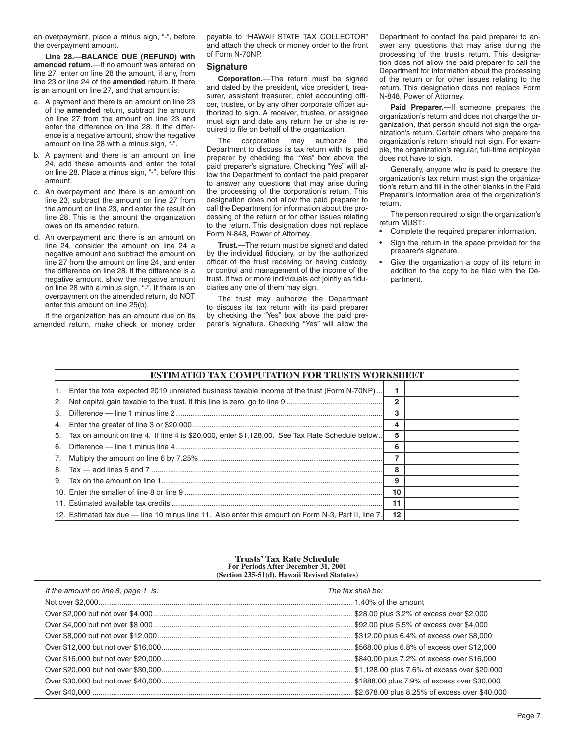an overpayment, place a minus sign, "-", before the overpayment amount.

**Line 28.—BALANCE DUE (REFUND) with amended return.**—If no amount was entered on line 27, enter on line 28 the amount, if any, from line 23 or line 24 of the **amended** return. If there is an amount on line 27, and that amount is:

a. A payment and there is an amount on line 23 of the **amended** return, subtract the amount on line 27 from the amount on line 23 and enter the difference on line 28. If the difference is a negative amount, show the negative amount on line 28 with a minus sign, "-".

b. A payment and there is an amount on line 24, add these amounts and enter the total on line 28. Place a minus sign, "-", before this amount.

c. An overpayment and there is an amount on line 23, subtract the amount on line 27 from the amount on line 23, and enter the result on line 28. This is the amount the organization owes on its amended return.

d. An overpayment and there is an amount on line 24, consider the amount on line 24 a negative amount and subtract the amount on line 27 from the amount on line 24, and enter the difference on line 28. If the difference is a negative amount, show the negative amount on line 28 with a minus sign, "-". If there is an overpayment on the amended return, do NOT enter this amount on line 25(b).

If the organization has an amount due on its amended return, make check or money order payable to "HAWAII STATE TAX COLLECTOR" and attach the check or money order to the front of Form N-70NP.

## Signature

**Corporation.**—The return must be signed and dated by the president, vice president, treasurer, assistant treasurer, chief accounting officer, trustee, or by any other corporate officer authorized to sign. A receiver, trustee, or assignee must sign and date any return he or she is required to file on behalf of the organization.

The corporation may authorize the Department to discuss its tax return with its paid preparer by checking the "Yes" box above the paid preparer's signature. Checking "Yes" will allow the Department to contact the paid preparer to answer any questions that may arise during the processing of the corporation's return. This designation does not allow the paid preparer to call the Department for information about the processing of the return or for other issues relating to the return. This designation does not replace Form N-848, Power of Attorney.

**Trust.**—The return must be signed and dated by the individual fiduciary, or by the authorized officer of the trust receiving or having custody, or control and management of the income of the trust. If two or more individuals act jointly as fiduciaries any one of them may sign.

The trust may authorize the Department to discuss its tax return with its paid preparer by checking the "Yes" box above the paid preparer's signature. Checking "Yes" will allow the Department to contact the paid preparer to answer any questions that may arise during the processing of the trust's return. This designation does not allow the paid preparer to call the Department for information about the processing of the return or for other issues relating to the return. This designation does not replace Form N-848, Power of Attorney.

**Paid Preparer.**—If someone prepares the organization's return and does not charge the organization, that person should not sign the organization's return. Certain others who prepare the organization's return should not sign. For example, the organization's regular, full-time employee does not have to sign.

Generally, anyone who is paid to prepare the organization's tax return must sign the organization's return and fill in the other blanks in the Paid Preparer's Information area of the organization's return.

The person required to sign the organization's return MUST:

- Complete the required preparer information.
- Sign the return in the space provided for the preparer's signature.
- Give the organization a copy of its return in addition to the copy to be filed with the Department.

## ESTIMATED TAX COMPUTATION FOR TRUSTS WORKSHEET

| | | |
|---|---|---|
| 1. Enter the total expected 2019 unrelated business taxable income of the trust (Form N-70NP) | 1 | |
| 2. Net capital gain taxable to the trust. If this line is zero, go to line 9 | 2 | |
| 3. Difference — line 1 minus line 2 | 3 | |
| 4. Enter the greater of line 3 or $20,000 | 4 | |
| 5. Tax on amount on line 4. If line 4 is $20,000, enter $1,128.00. See Tax Rate Schedule below | 5 | |
| 6. Difference — line 1 minus line 4 | 6 | |
| 7. Multiply the amount on line 6 by 7.25% | 7 | |
| 8. Tax — add lines 5 and 7 | 8 | |
| 9. Tax on the amount on line 1 | 9 | |
| 10. Enter the smaller of line 8 or line 9 | 10 | |
| 11. Estimated available tax credits | 11 | |
| 12. Estimated tax due — line 10 minus line 11. Also enter this amount on Form N-3, Part II, line 7. | 12 | |

## Trusts' Tax Rate Schedule

**For Periods After December 31, 2001**
**(Section 235-51(d), Hawaii Revised Statutes)**

| *If the amount on line 8, page 1 is:* | *The tax shall be:* |
|---|---|
| Not over $2,000 | 1.40% of the amount |
| Over $2,000 but not over $4,000 | $28.00 plus 3.2% of excess over $2,000 |
| Over $4,000 but not over $8,000 | $92.00 plus 5.5% of excess over $4,000 |
| Over $8,000 but not over $12,000 | $312.00 plus 6.4% of excess over $8,000 |
| Over $12,000 but not over $16,000 | $568.00 plus 6.8% of excess over $12,000 |
| Over $16,000 but not over $20,000 | $840.00 plus 7.2% of excess over $16,000 |
| Over $20,000 but not over $30,000 | $1,128.00 plus 7.6% of excess over $20,000 |
| Over $30,000 but not over $40,000 | $1888.00 plus 7.9% of excess over $30,000 |
| Over $40,000 | $2,678.00 plus 8.25% of excess over $40,000 |